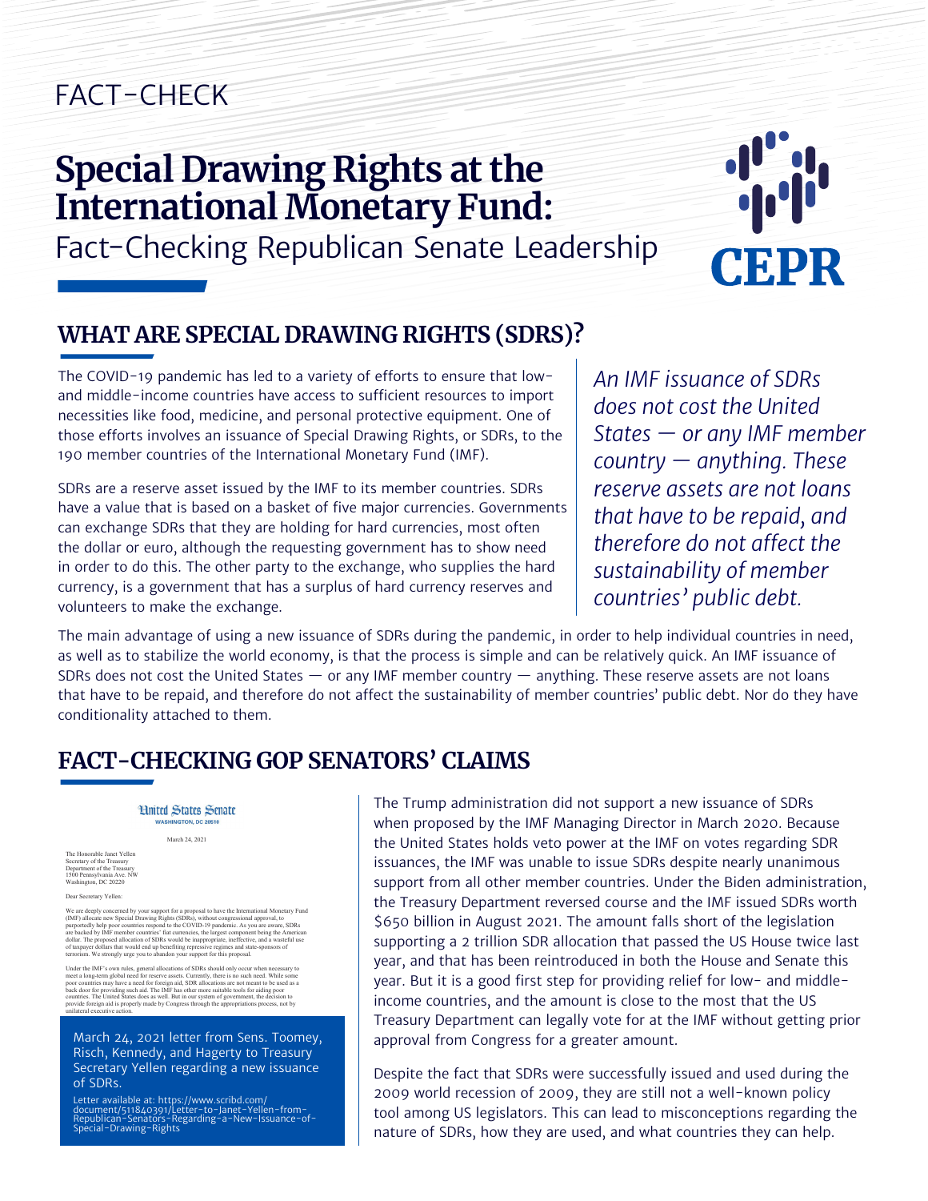FACT-CHECK

# Special Drawing Rights at the International Monetary Fund:

Fact-Checking Republican Senate Leadership

CEPR

## WHAT ARE SPECIAL DRAWING RIGHTS (SDRS)?

The COVID-19 pandemic has led to a variety of efforts to ensure that low- and middle-income countries have access to sufficient resources to import necessities like food, medicine, and personal protective equipment. One of those efforts involves an issuance of Special Drawing Rights, or SDRs, to the 190 member countries of the International Monetary Fund (IMF).

SDRs are a reserve asset issued by the IMF to its member countries. SDRs have a value that is based on a basket of five major currencies. Governments can exchange SDRs that they are holding for hard currencies, most often the dollar or euro, although the requesting government has to show need in order to do this. The other party to the exchange, who supplies the hard currency, is a government that has a surplus of hard currency reserves and volunteers to make the exchange.

*An IMF issuance of SDRs does not cost the United States — or any IMF member country — anything. These reserve assets are not loans that have to be repaid, and therefore do not affect the sustainability of member countries' public debt.*

The main advantage of using a new issuance of SDRs during the pandemic, in order to help individual countries in need, as well as to stabilize the world economy, is that the process is simple and can be relatively quick. An IMF issuance of SDRs does not cost the United States — or any IMF member country — anything. These reserve assets are not loans that have to be repaid, and therefore do not affect the sustainability of member countries' public debt. Nor do they have conditionality attached to them.

## FACT-CHECKING GOP SENATORS' CLAIMS

United States Senate
WASHINGTON, DC 20510

March 24, 2021

The Honorable Janet Yellen
Secretary of the Treasury
Department of the Treasury
1500 Pennsylvania Ave. NW
Washington, DC 20220

Dear Secretary Yellen:

We are deeply concerned by your support for a proposal to have the International Monetary Fund (IMF) allocate new Special Drawing Rights (SDRs), without congressional approval, to purportedly help poor countries respond to the COVID-19 pandemic. As you are aware, SDRs are backed by IMF member countries' fiat currencies, the largest component being the American dollar. The proposed allocation of SDRs would be inappropriate, ineffective, and a wasteful use of taxpayer dollars that would end up benefiting repressive regimes and state-sponsors of terrorism. We strongly urge you to abandon your support for this proposal.

Under the IMF's own rules, general allocations of SDRs should only occur when necessary to meet a long-term global need for reserve assets. Currently, there is no such need. While some poor countries may have a need for foreign aid, SDR allocations are not meant to be used as a back door for providing such aid. The IMF has other more suitable tools for aiding poor countries. The United States does as well. But in our system of government, the decision to provide foreign aid is properly made by Congress through the appropriations process, not by unilateral executive action.

March 24, 2021 letter from Sens. Toomey, Risch, Kennedy, and Hagerty to Treasury Secretary Yellen regarding a new issuance of SDRs.

Letter available at: https://www.scribd.com/document/511840391/Letter-to-Janet-Yellen-from-Republican-Senators-Regarding-a-New-Issuance-of-Special-Drawing-Rights

The Trump administration did not support a new issuance of SDRs when proposed by the IMF Managing Director in March 2020. Because the United States holds veto power at the IMF on votes regarding SDR issuances, the IMF was unable to issue SDRs despite nearly unanimous support from all other member countries. Under the Biden administration, the Treasury Department reversed course and the IMF issued SDRs worth \$650 billion in August 2021. The amount falls short of the legislation supporting a 2 trillion SDR allocation that passed the US House twice last year, and that has been reintroduced in both the House and Senate this year. But it is a good first step for providing relief for low- and middle-income countries, and the amount is close to the most that the US Treasury Department can legally vote for at the IMF without getting prior approval from Congress for a greater amount.

Despite the fact that SDRs were successfully issued and used during the 2009 world recession of 2009, they are still not a well-known policy tool among US legislators. This can lead to misconceptions regarding the nature of SDRs, how they are used, and what countries they can help.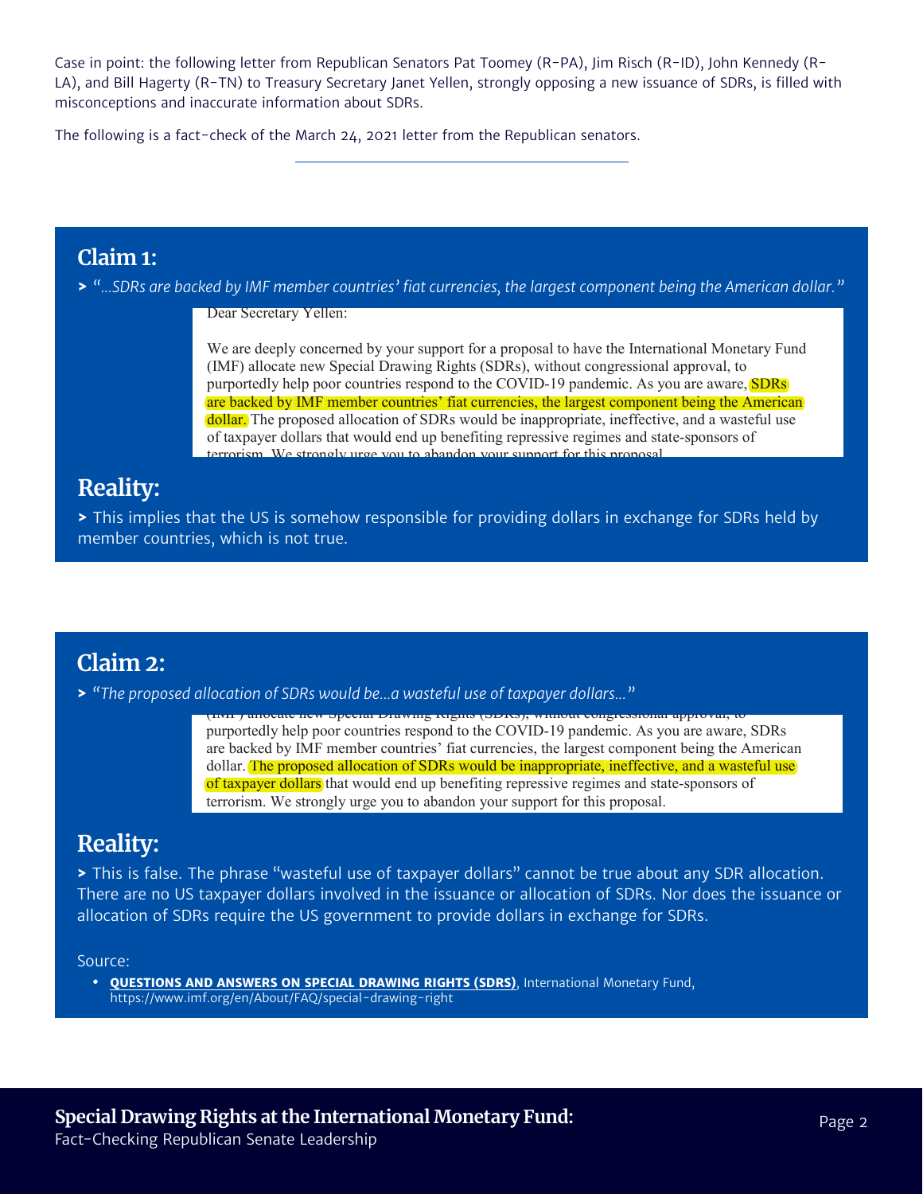Case in point: the following letter from Republican Senators Pat Toomey (R-PA), Jim Risch (R-ID), John Kennedy (R-LA), and Bill Hagerty (R-TN) to Treasury Secretary Janet Yellen, strongly opposing a new issuance of SDRs, is filled with misconceptions and inaccurate information about SDRs.

The following is a fact-check of the March 24, 2021 letter from the Republican senators.

---

## Claim 1:

> *"...SDRs are backed by IMF member countries' fiat currencies, the largest component being the American dollar."*

Dear Secretary Yellen:

We are deeply concerned by your support for a proposal to have the International Monetary Fund (IMF) allocate new Special Drawing Rights (SDRs), without congressional approval, to purportedly help poor countries respond to the COVID-19 pandemic. As you are aware, SDRs are backed by IMF member countries' fiat currencies, the largest component being the American dollar. The proposed allocation of SDRs would be inappropriate, ineffective, and a wasteful use of taxpayer dollars that would end up benefiting repressive regimes and state-sponsors of terrorism. We strongly urge you to abandon your support for this proposal.

## Reality:

> This implies that the US is somehow responsible for providing dollars in exchange for SDRs held by member countries, which is not true.

## Claim 2:

> *"The proposed allocation of SDRs would be...a wasteful use of taxpayer dollars..."*

(IMF) allocate new Special Drawing Rights (SDRs), without congressional approval, to purportedly help poor countries respond to the COVID-19 pandemic. As you are aware, SDRs are backed by IMF member countries' fiat currencies, the largest component being the American dollar. The proposed allocation of SDRs would be inappropriate, ineffective, and a wasteful use of taxpayer dollars that would end up benefiting repressive regimes and state-sponsors of terrorism. We strongly urge you to abandon your support for this proposal.

## Reality:

> This is false. The phrase "wasteful use of taxpayer dollars" cannot be true about any SDR allocation. There are no US taxpayer dollars involved in the issuance or allocation of SDRs. Nor does the issuance or allocation of SDRs require the US government to provide dollars in exchange for SDRs.

Source:

- **QUESTIONS AND ANSWERS ON SPECIAL DRAWING RIGHTS (SDRS)**, International Monetary Fund, https://www.imf.org/en/About/FAQ/special-drawing-right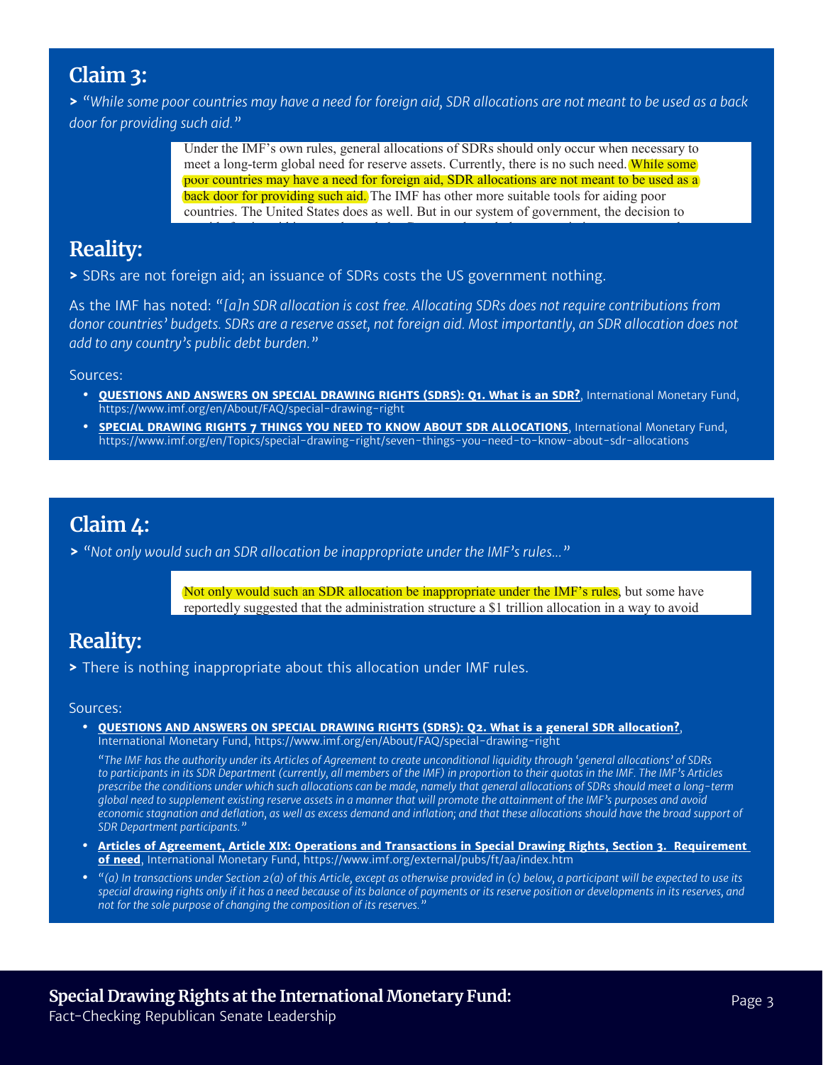## Claim 3:

> *"While some poor countries may have a need for foreign aid, SDR allocations are not meant to be used as a back door for providing such aid."*

> Under the IMF's own rules, general allocations of SDRs should only occur when necessary to meet a long-term global need for reserve assets. Currently, there is no such need. While some poor countries may have a need for foreign aid, SDR allocations are not meant to be used as a back door for providing such aid. The IMF has other more suitable tools for aiding poor countries. The United States does as well. But in our system of government, the decision to

## Reality:

> SDRs are not foreign aid; an issuance of SDRs costs the US government nothing.

As the IMF has noted: "*[a]n SDR allocation is cost free. Allocating SDRs does not require contributions from donor countries' budgets. SDRs are a reserve asset, not foreign aid. Most importantly, an SDR allocation does not add to any country's public debt burden.*"

Sources:

- **QUESTIONS AND ANSWERS ON SPECIAL DRAWING RIGHTS (SDRS): Q1. What is an SDR?**, International Monetary Fund, https://www.imf.org/en/About/FAQ/special-drawing-right
- **SPECIAL DRAWING RIGHTS 7 THINGS YOU NEED TO KNOW ABOUT SDR ALLOCATIONS**, International Monetary Fund, https://www.imf.org/en/Topics/special-drawing-right/seven-things-you-need-to-know-about-sdr-allocations

## Claim 4:

> *"Not only would such an SDR allocation be inappropriate under the IMF's rules…"*

> Not only would such an SDR allocation be inappropriate under the IMF's rules, but some have reportedly suggested that the administration structure a $1 trillion allocation in a way to avoid

## Reality:

> There is nothing inappropriate about this allocation under IMF rules.

Sources:

- **QUESTIONS AND ANSWERS ON SPECIAL DRAWING RIGHTS (SDRS): Q2. What is a general SDR allocation?**, International Monetary Fund, https://www.imf.org/en/About/FAQ/special-drawing-right

  *"The IMF has the authority under its Articles of Agreement to create unconditional liquidity through 'general allocations' of SDRs to participants in its SDR Department (currently, all members of the IMF) in proportion to their quotas in the IMF. The IMF's Articles prescribe the conditions under which such allocations can be made, namely that general allocations of SDRs should meet a long-term global need to supplement existing reserve assets in a manner that will promote the attainment of the IMF's purposes and avoid economic stagnation and deflation, as well as excess demand and inflation; and that these allocations should have the broad support of SDR Department participants."*

- **Articles of Agreement, Article XIX: Operations and Transactions in Special Drawing Rights, Section 3. Requirement of need**, International Monetary Fund, https://www.imf.org/external/pubs/ft/aa/index.htm
- *"(a) In transactions under Section 2(a) of this Article, except as otherwise provided in (c) below, a participant will be expected to use its special drawing rights only if it has a need because of its balance of payments or its reserve position or developments in its reserves, and not for the sole purpose of changing the composition of its reserves."*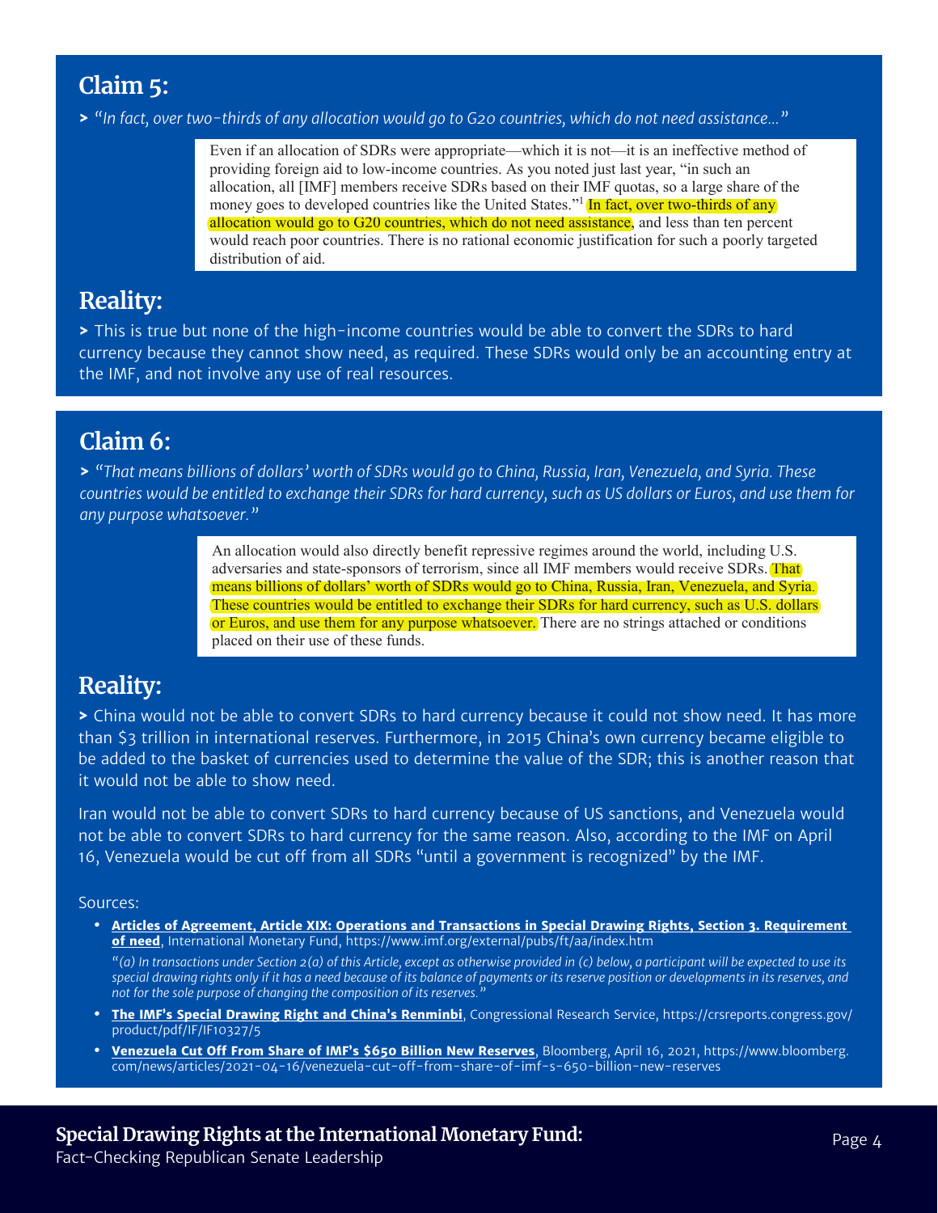## Claim 5:

> *"In fact, over two-thirds of any allocation would go to G20 countries, which do not need assistance..."*

Even if an allocation of SDRs were appropriate—which it is not—it is an ineffective method of providing foreign aid to low-income countries. As you noted just last year, "in such an allocation, all [IMF] members receive SDRs based on their IMF quotas, so a large share of the money goes to developed countries like the United States."[1] In fact, over two-thirds of any allocation would go to G20 countries, which do not need assistance, and less than ten percent would reach poor countries. There is no rational economic justification for such a poorly targeted distribution of aid.

## Reality:

> This is true but none of the high-income countries would be able to convert the SDRs to hard currency because they cannot show need, as required. These SDRs would only be an accounting entry at the IMF, and not involve any use of real resources.

## Claim 6:

> *"That means billions of dollars' worth of SDRs would go to China, Russia, Iran, Venezuela, and Syria. These countries would be entitled to exchange their SDRs for hard currency, such as US dollars or Euros, and use them for any purpose whatsoever."*

An allocation would also directly benefit repressive regimes around the world, including U.S. adversaries and state-sponsors of terrorism, since all IMF members would receive SDRs. That means billions of dollars' worth of SDRs would go to China, Russia, Iran, Venezuela, and Syria. These countries would be entitled to exchange their SDRs for hard currency, such as U.S. dollars or Euros, and use them for any purpose whatsoever. There are no strings attached or conditions placed on their use of these funds.

## Reality:

> China would not be able to convert SDRs to hard currency because it could not show need. It has more than $3 trillion in international reserves. Furthermore, in 2015 China's own currency became eligible to be added to the basket of currencies used to determine the value of the SDR; this is another reason that it would not be able to show need.

Iran would not be able to convert SDRs to hard currency because of US sanctions, and Venezuela would not be able to convert SDRs to hard currency for the same reason. Also, according to the IMF on April 16, Venezuela would be cut off from all SDRs "until a government is recognized" by the IMF.

Sources:

- **Articles of Agreement, Article XIX: Operations and Transactions in Special Drawing Rights, Section 3. Requirement of need**, International Monetary Fund, https://www.imf.org/external/pubs/ft/aa/index.htm

  *"(a) In transactions under Section 2(a) of this Article, except as otherwise provided in (c) below, a participant will be expected to use its special drawing rights only if it has a need because of its balance of payments or its reserve position or developments in its reserves, and not for the sole purpose of changing the composition of its reserves."*

- **The IMF's Special Drawing Right and China's Renminbi**, Congressional Research Service, https://crsreports.congress.gov/product/pdf/IF/IF10327/5
- **Venezuela Cut Off From Share of IMF's $650 Billion New Reserves**, Bloomberg, April 16, 2021, https://www.bloomberg.com/news/articles/2021-04-16/venezuela-cut-off-from-share-of-imf-s-650-billion-new-reserves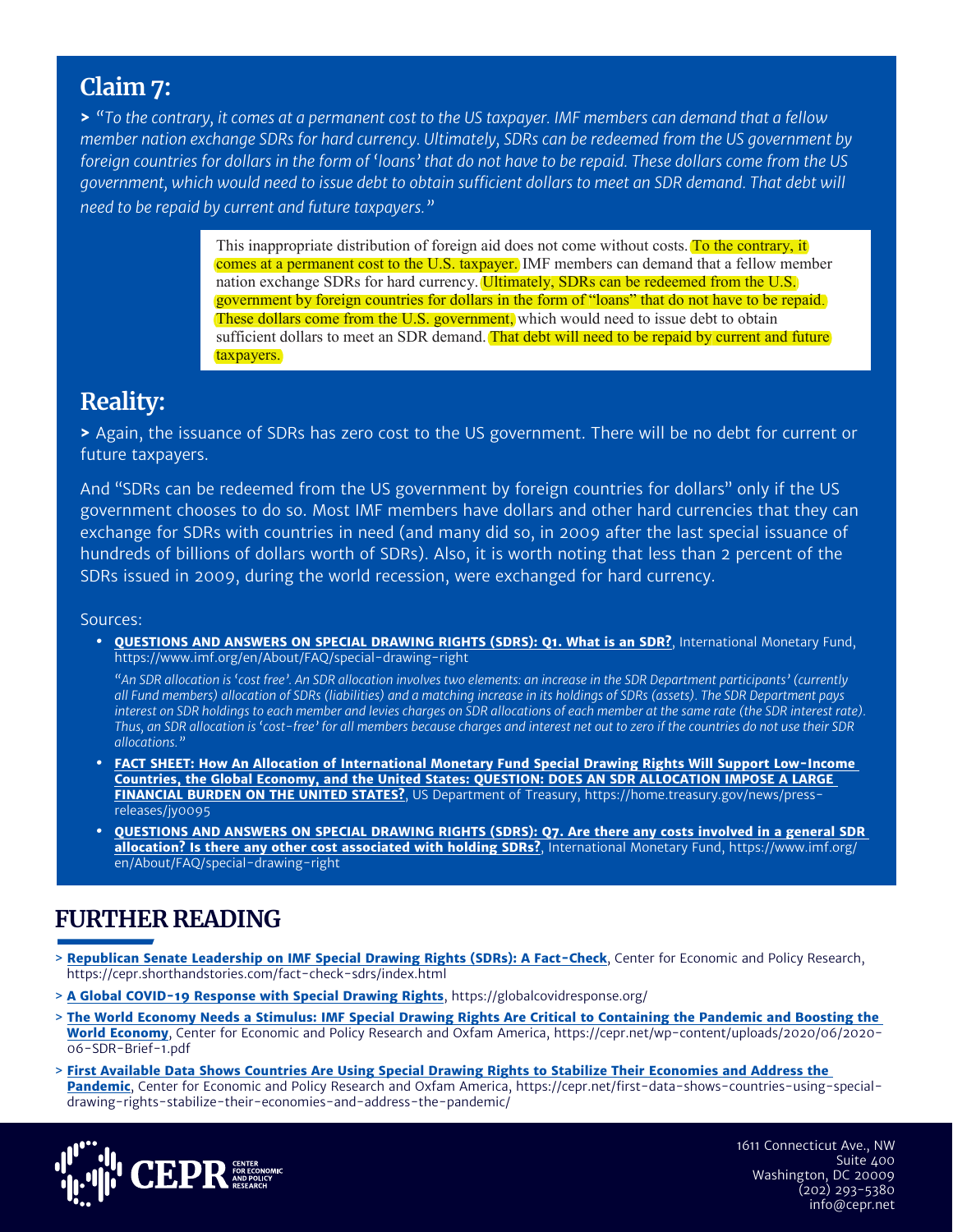## Claim 7:

> *"To the contrary, it comes at a permanent cost to the US taxpayer. IMF members can demand that a fellow member nation exchange SDRs for hard currency. Ultimately, SDRs can be redeemed from the US government by foreign countries for dollars in the form of 'loans' that do not have to be repaid. These dollars come from the US government, which would need to issue debt to obtain sufficient dollars to meet an SDR demand. That debt will need to be repaid by current and future taxpayers."*

This inappropriate distribution of foreign aid does not come without costs. To the contrary, it comes at a permanent cost to the U.S. taxpayer. IMF members can demand that a fellow member nation exchange SDRs for hard currency. Ultimately, SDRs can be redeemed from the U.S. government by foreign countries for dollars in the form of "loans" that do not have to be repaid. These dollars come from the U.S. government, which would need to issue debt to obtain sufficient dollars to meet an SDR demand. That debt will need to be repaid by current and future taxpayers.

## Reality:

> Again, the issuance of SDRs has zero cost to the US government. There will be no debt for current or future taxpayers.

And "SDRs can be redeemed from the US government by foreign countries for dollars" only if the US government chooses to do so. Most IMF members have dollars and other hard currencies that they can exchange for SDRs with countries in need (and many did so, in 2009 after the last special issuance of hundreds of billions of dollars worth of SDRs). Also, it is worth noting that less than 2 percent of the SDRs issued in 2009, during the world recession, were exchanged for hard currency.

Sources:

- **QUESTIONS AND ANSWERS ON SPECIAL DRAWING RIGHTS (SDRS): Q1. What is an SDR?**, International Monetary Fund, https://www.imf.org/en/About/FAQ/special-drawing-right

  *"An SDR allocation is 'cost free'. An SDR allocation involves two elements: an increase in the SDR Department participants' (currently all Fund members) allocation of SDRs (liabilities) and a matching increase in its holdings of SDRs (assets). The SDR Department pays interest on SDR holdings to each member and levies charges on SDR allocations of each member at the same rate (the SDR interest rate). Thus, an SDR allocation is 'cost-free' for all members because charges and interest net out to zero if the countries do not use their SDR allocations."*
- **FACT SHEET: How An Allocation of International Monetary Fund Special Drawing Rights Will Support Low-Income Countries, the Global Economy, and the United States: QUESTION: DOES AN SDR ALLOCATION IMPOSE A LARGE FINANCIAL BURDEN ON THE UNITED STATES?**, US Department of Treasury, https://home.treasury.gov/news/press-releases/jy0095
- **QUESTIONS AND ANSWERS ON SPECIAL DRAWING RIGHTS (SDRS): Q7. Are there any costs involved in a general SDR allocation? Is there any other cost associated with holding SDRs?**, International Monetary Fund, https://www.imf.org/en/About/FAQ/special-drawing-right

# FURTHER READING

> **Republican Senate Leadership on IMF Special Drawing Rights (SDRs): A Fact-Check**, Center for Economic and Policy Research, https://cepr.shorthandstories.com/fact-check-sdrs/index.html

> **A Global COVID-19 Response with Special Drawing Rights**, https://globalcovidresponse.org/

> **The World Economy Needs a Stimulus: IMF Special Drawing Rights Are Critical to Containing the Pandemic and Boosting the World Economy**, Center for Economic and Policy Research and Oxfam America, https://cepr.net/wp-content/uploads/2020/06/2020-06-SDR-Brief-1.pdf

> **First Available Data Shows Countries Are Using Special Drawing Rights to Stabilize Their Economies and Address the Pandemic**, Center for Economic and Policy Research and Oxfam America, https://cepr.net/first-data-shows-countries-using-special-drawing-rights-stabilize-their-economies-and-address-the-pandemic/

CEPR CENTER FOR ECONOMIC AND POLICY RESEARCH

1611 Connecticut Ave., NW
Suite 400
Washington, DC 20009
(202) 293-5380
info@cepr.net